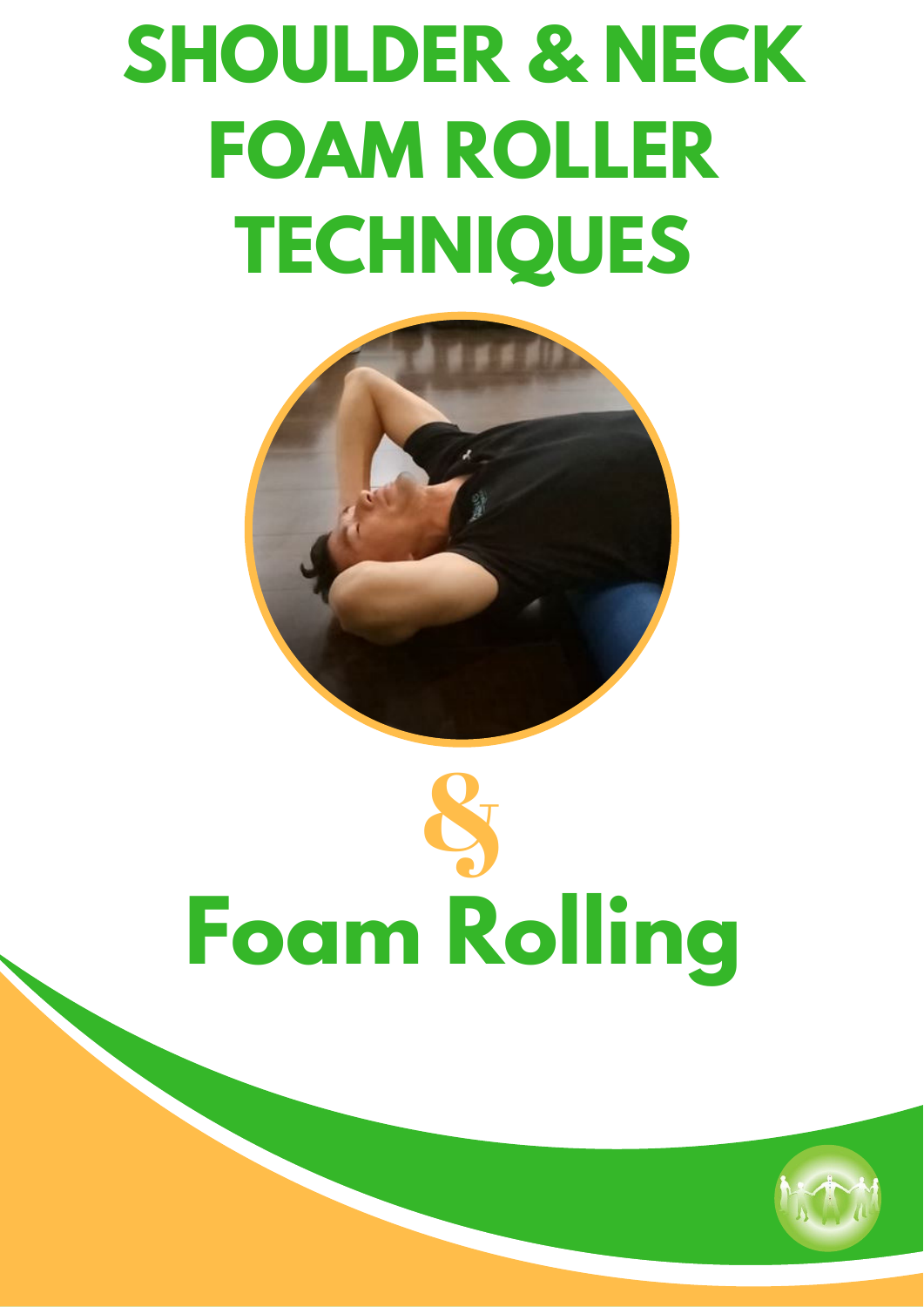# SHOULDER & NECK FOAM ROLLER TECHNIQUES

&

# Foam Rolling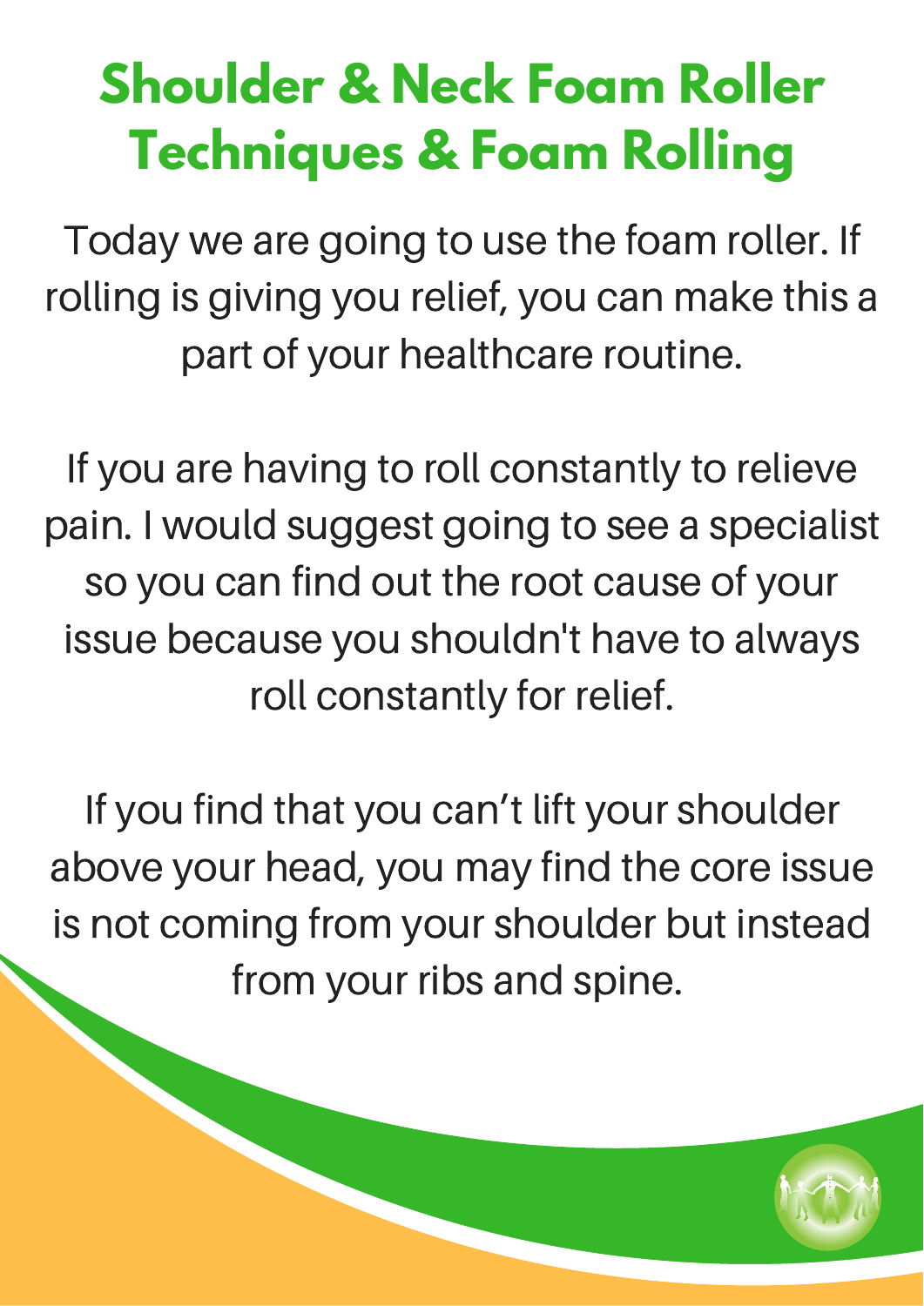# Shoulder & Neck Foam Roller Techniques & Foam Rolling

Today we are going to use the foam roller. If rolling is giving you relief, you can make this a part of your healthcare routine.

If you are having to roll constantly to relieve pain. I would suggest going to see a specialist so you can find out the root cause of your issue because you shouldn't have to always roll constantly for relief.

If you find that you can't lift your shoulder above your head, you may find the core issue is not coming from your shoulder but instead from your ribs and spine.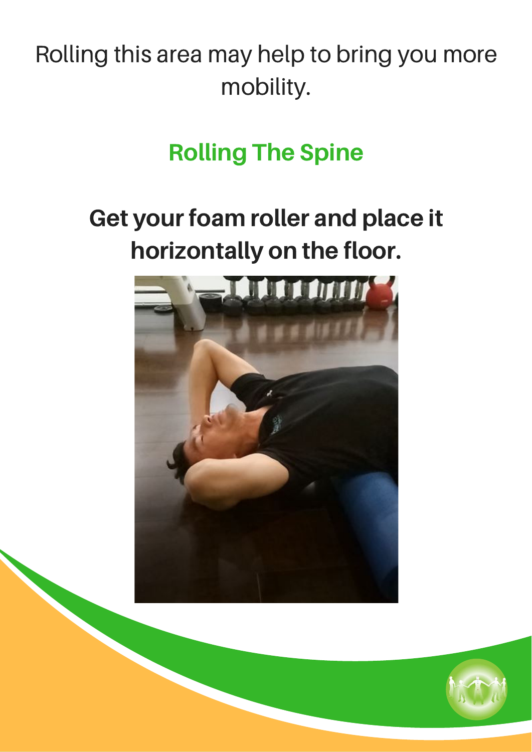Rolling this area may help to bring you more mobility.

## Rolling The Spine

### Get your foam roller and place it horizontally on the floor.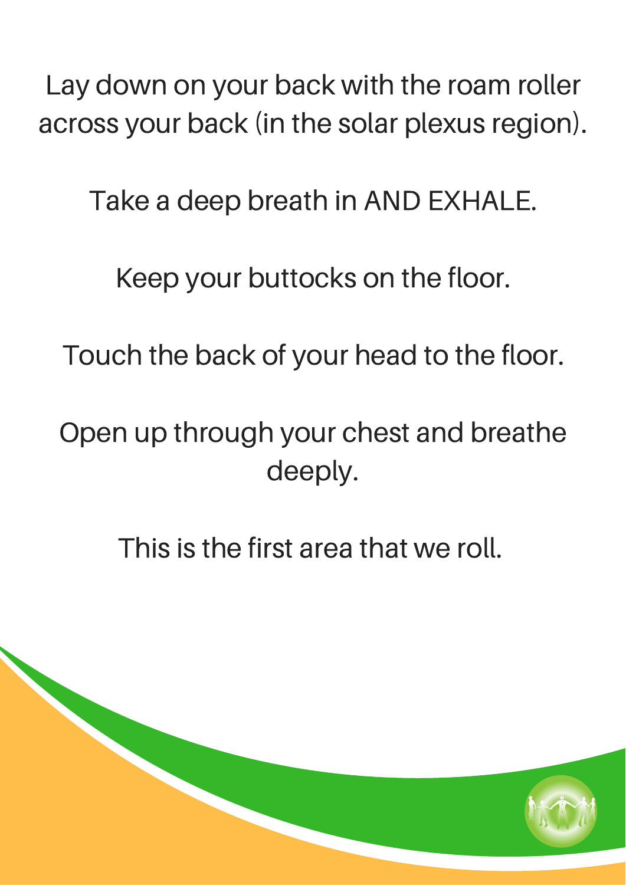Lay down on your back with the roam roller across your back (in the solar plexus region).

Take a deep breath in AND EXHALE.

Keep your buttocks on the floor.

Touch the back of your head to the floor.

Open up through your chest and breathe deeply.

This is the first area that we roll.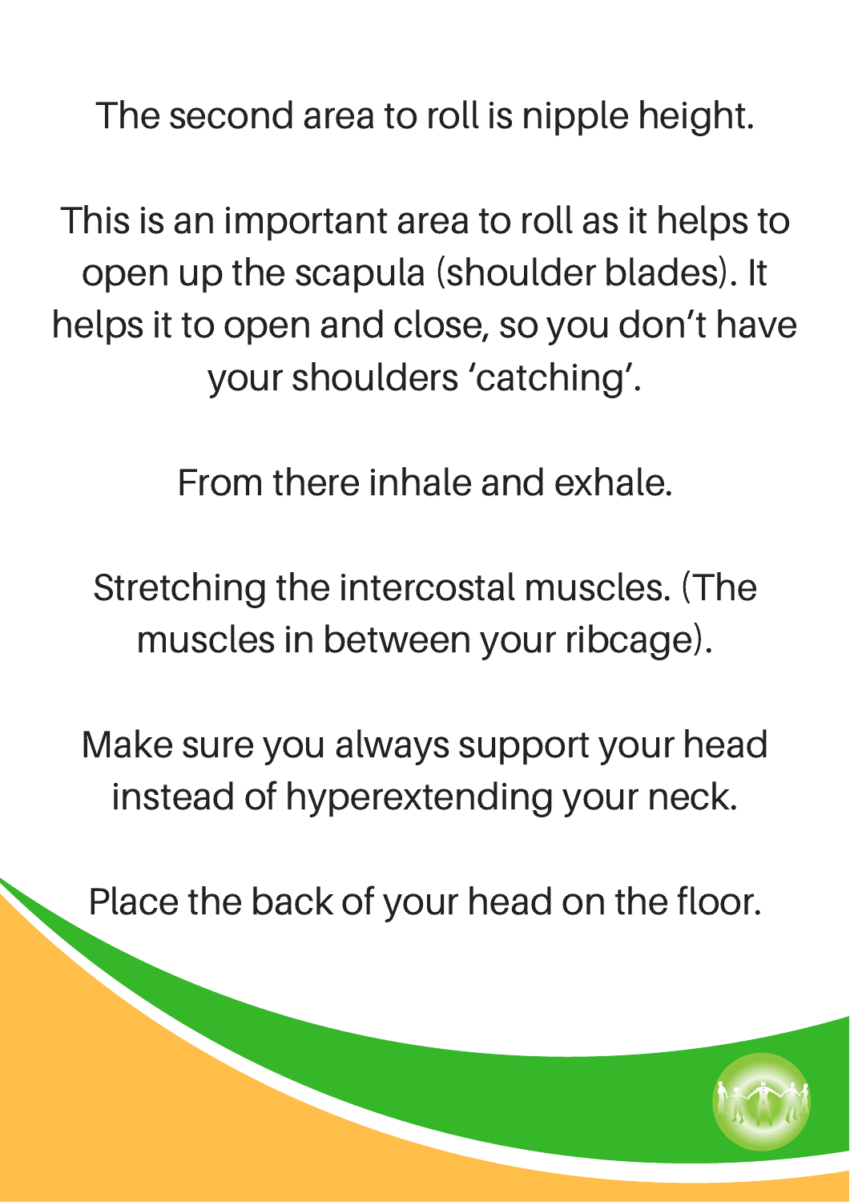The second area to roll is nipple height.

This is an important area to roll as it helps to open up the scapula (shoulder blades). It helps it to open and close, so you don't have your shoulders 'catching'.

From there inhale and exhale.

Stretching the intercostal muscles. (The muscles in between your ribcage).

Make sure you always support your head instead of hyperextending your neck.

Place the back of your head on the floor.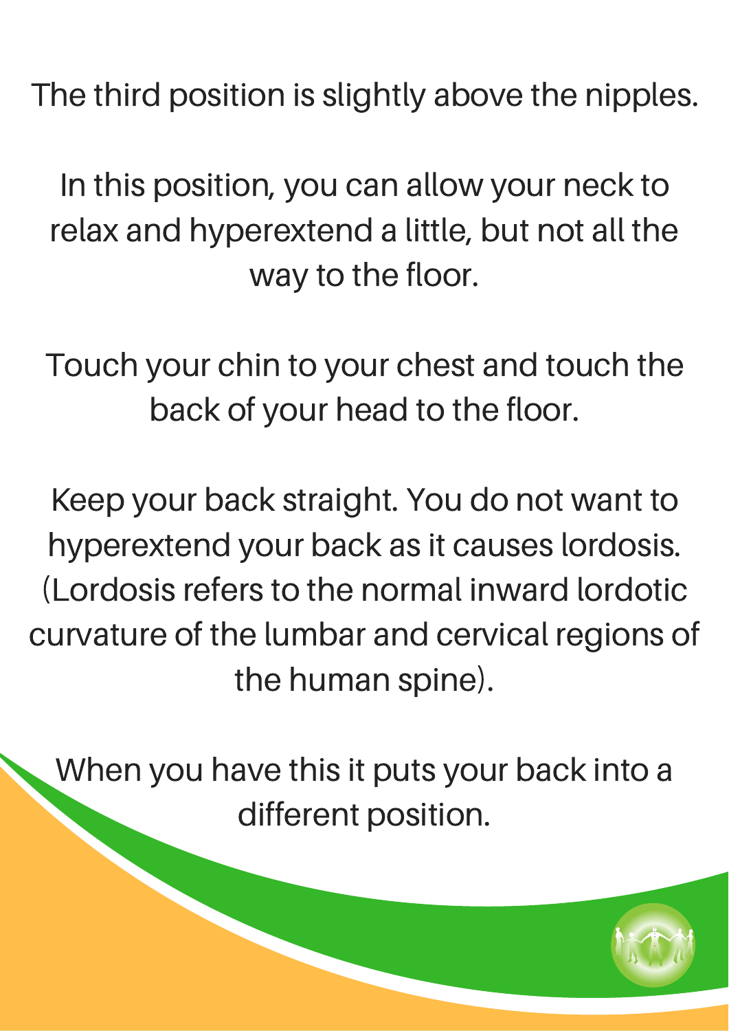The third position is slightly above the nipples.

In this position, you can allow your neck to relax and hyperextend a little, but not all the way to the floor.

Touch your chin to your chest and touch the back of your head to the floor.

Keep your back straight. You do not want to hyperextend your back as it causes lordosis. (Lordosis refers to the normal inward lordotic curvature of the lumbar and cervical regions of the human spine).

When you have this it puts your back into a different position.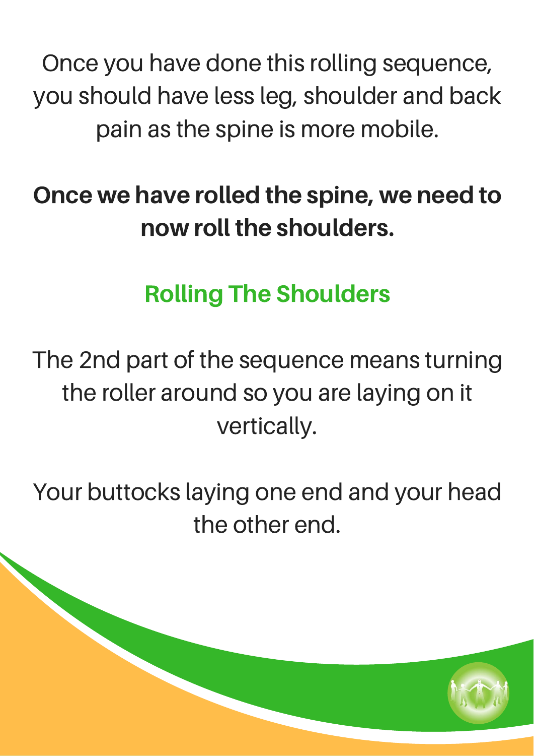Once you have done this rolling sequence, you should have less leg, shoulder and back pain as the spine is more mobile.

**Once we have rolled the spine, we need to now roll the shoulders.**

## Rolling The Shoulders

The 2nd part of the sequence means turning the roller around so you are laying on it vertically.

Your buttocks laying one end and your head the other end.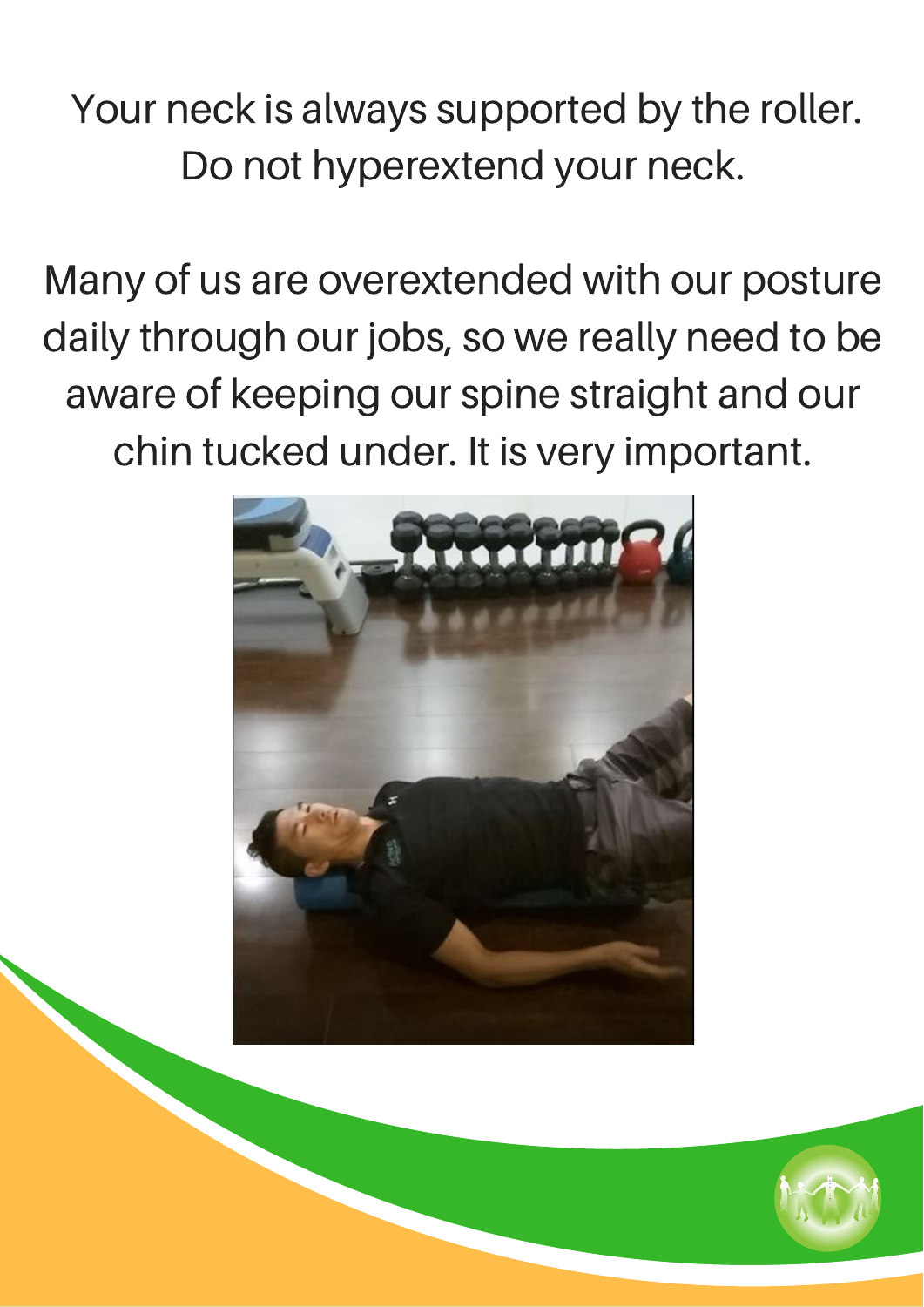Your neck is always supported by the roller. Do not hyperextend your neck.

Many of us are overextended with our posture daily through our jobs, so we really need to be aware of keeping our spine straight and our chin tucked under. It is very important.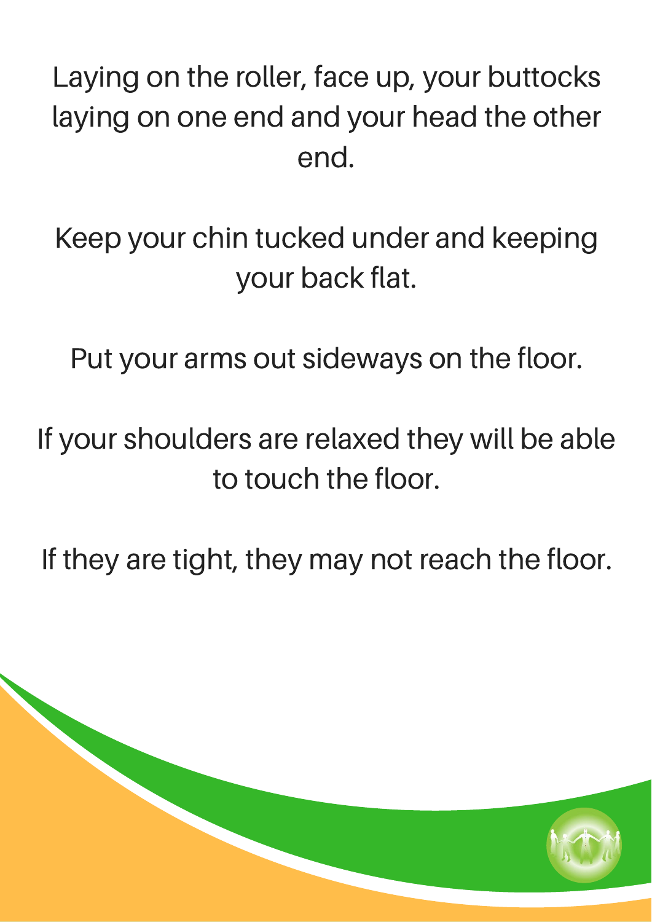Laying on the roller, face up, your buttocks laying on one end and your head the other end.

Keep your chin tucked under and keeping your back flat.

Put your arms out sideways on the floor.

If your shoulders are relaxed they will be able to touch the floor.

If they are tight, they may not reach the floor.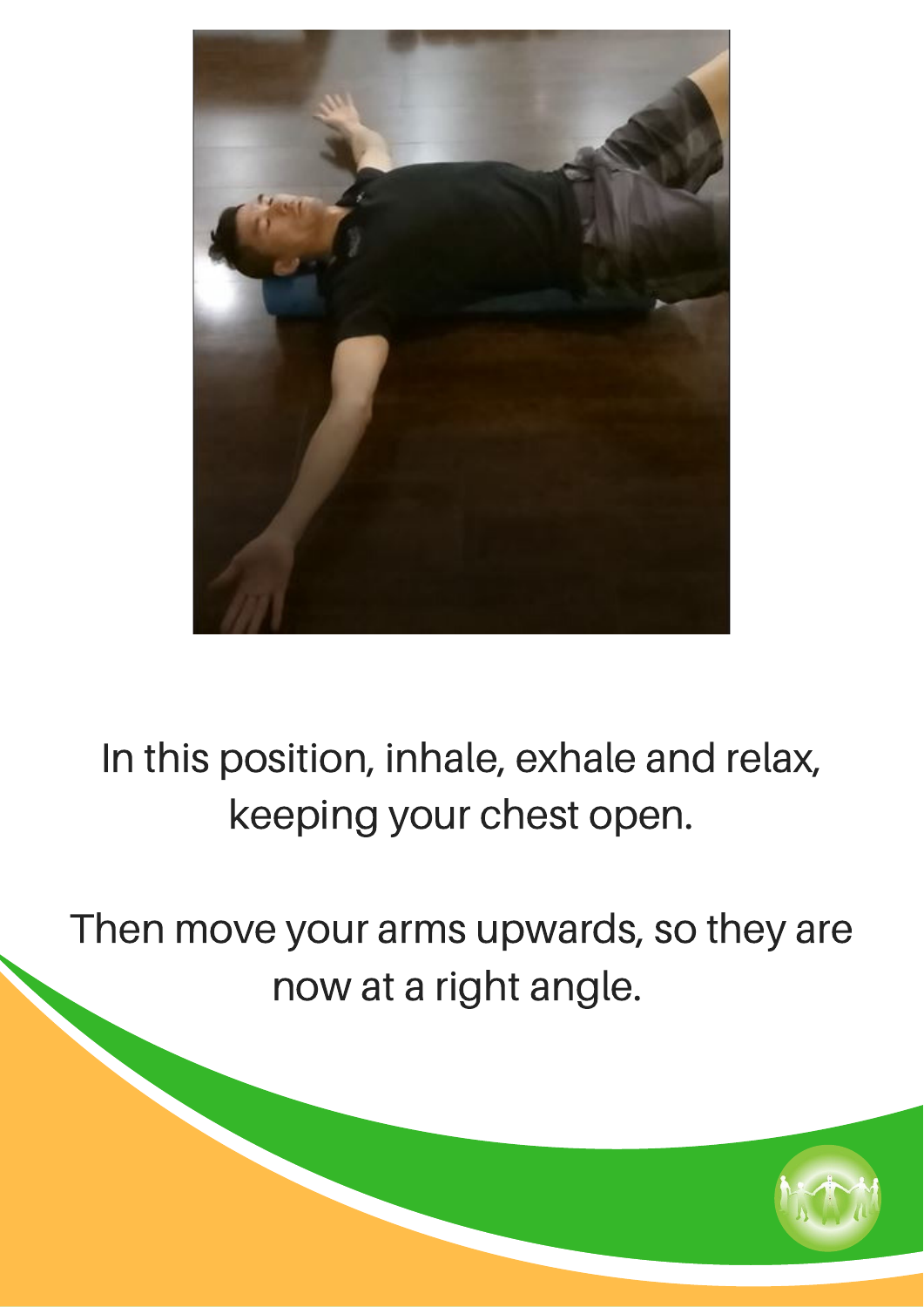In this position, inhale, exhale and relax, keeping your chest open.

Then move your arms upwards, so they are now at a right angle.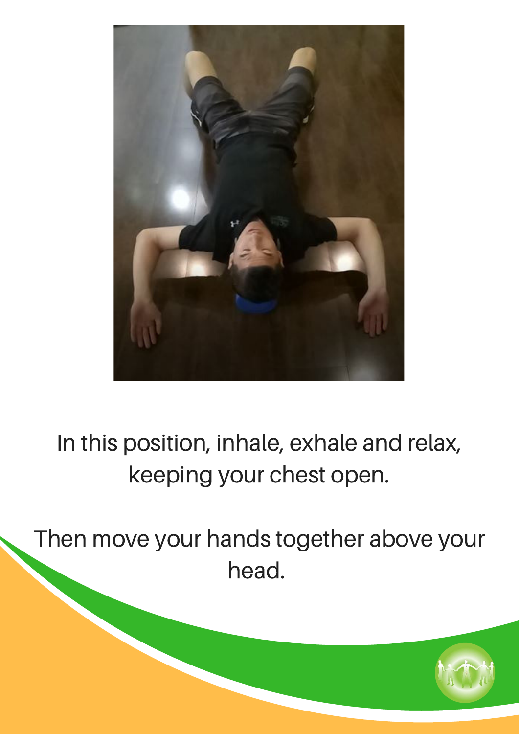In this position, inhale, exhale and relax, keeping your chest open.

Then move your hands together above your head.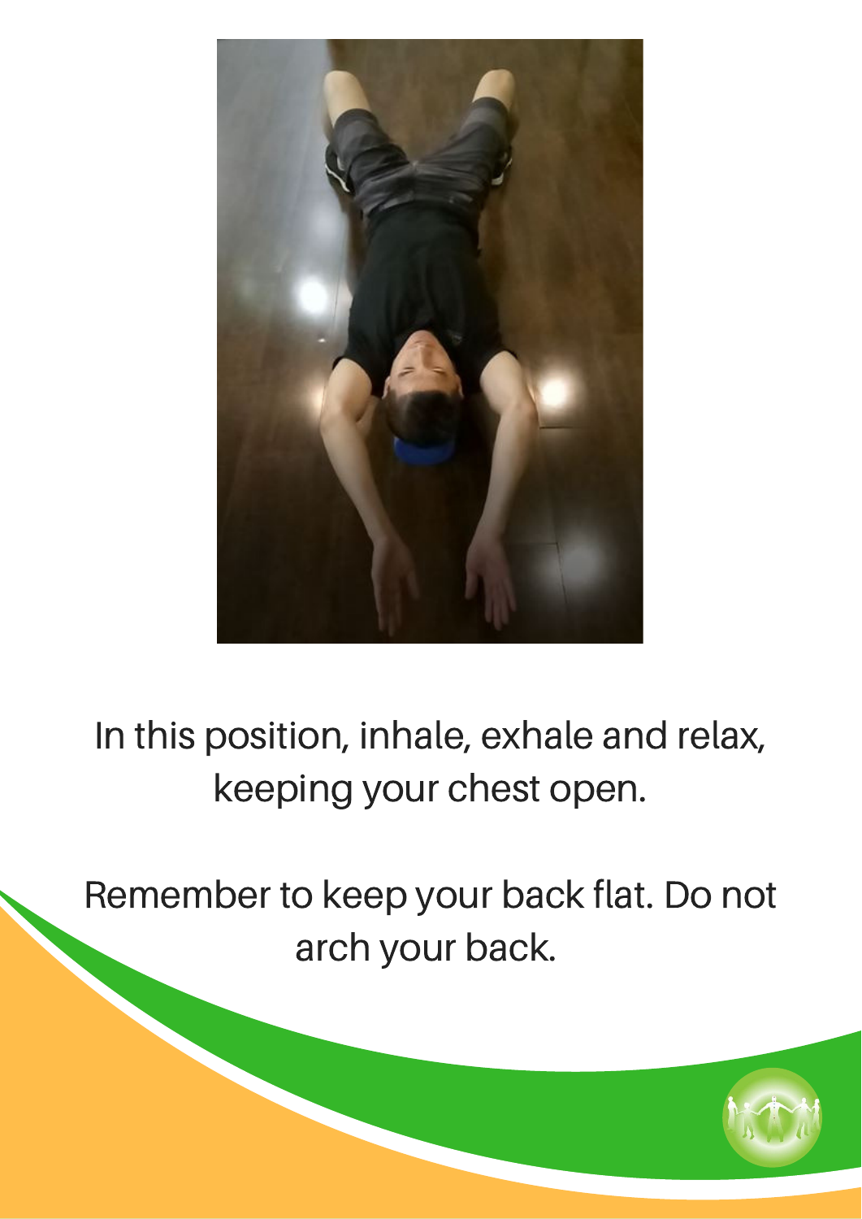In this position, inhale, exhale and relax, keeping your chest open.

Remember to keep your back flat. Do not arch your back.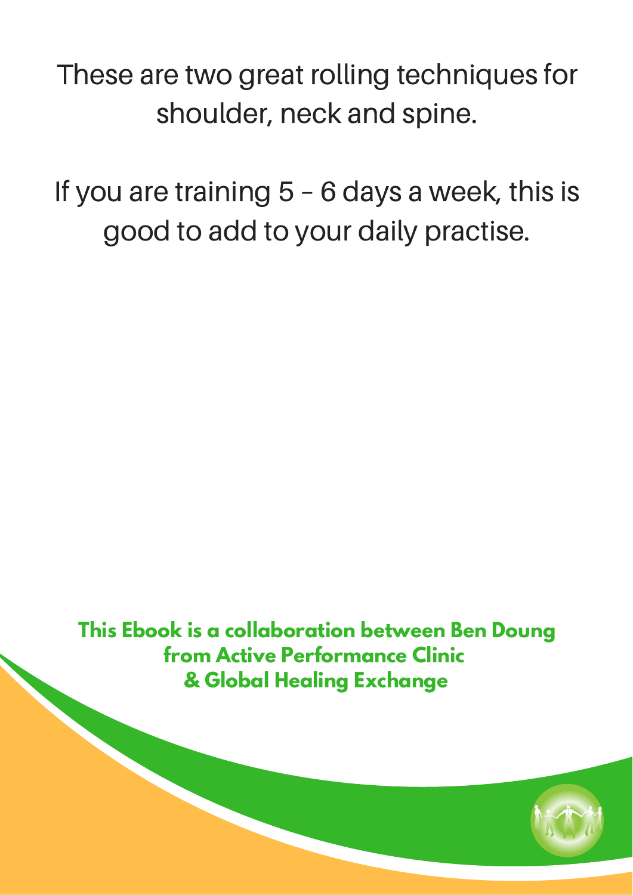These are two great rolling techniques for shoulder, neck and spine.

If you are training 5 – 6 days a week, this is good to add to your daily practise.

**This Ebook is a collaboration between Ben Doung from Active Performance Clinic & Global Healing Exchange**